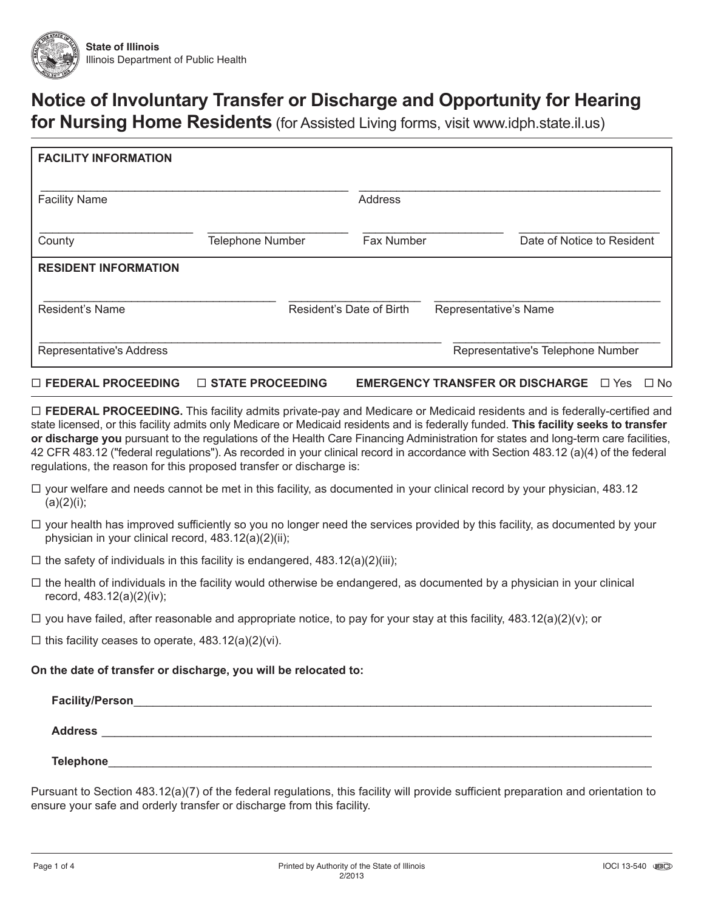State of Illinois
Illinois Department of Public Health

# Notice of Involuntary Transfer or Discharge and Opportunity for Hearing for Nursing Home Residents (for Assisted Living forms, visit www.idph.state.il.us)

**FACIDITY INFORMATION**

| | |
|---|---|
| Facility Name: ______________________ | Address: ______________________ |

| | | | |
|---|---|---|---|
| County: __________ | Telephone Number: __________ | Fax Number: __________ | Date of Notice to Resident: __________ |

**RESIDENT INFORMATION**

| | | |
|---|---|---|
| Resident's Name: __________ | Resident's Date of Birth: __________ | Representative's Name: __________ |

| | |
|---|---|
| Representative's Address: ______________________ | Representative's Telephone Number: __________ |

☐ **FEDERAL PROCEEDING** ☐ **STATE PROCEEDING** **EMERGENCY TRANSFER OR DISCHARGE** ☐ Yes ☐ No

☐ **FEDERAL PROCEEDING.** This facility admits private-pay and Medicare or Medicaid residents and is federally-certified and state licensed, or this facility admits only Medicare or Medicaid residents and is federally funded. **This facility seeks to transfer or discharge you** pursuant to the regulations of the Health Care Financing Administration for states and long-term care facilities, 42 CFR 483.12 ("federal regulations"). As recorded in your clinical record in accordance with Section 483.12 (a)(4) of the federal regulations, the reason for this proposed transfer or discharge is:

- ☐ your welfare and needs cannot be met in this facility, as documented in your clinical record by your physician, 483.12 (a)(2)(i);
- ☐ your health has improved sufficiently so you no longer need the services provided by this facility, as documented by your physician in your clinical record, 483.12(a)(2)(ii);
- ☐ the safety of individuals in this facility is endangered, 483.12(a)(2)(iii);
- ☐ the health of individuals in the facility would otherwise be endangered, as documented by a physician in your clinical record, 483.12(a)(2)(iv);
- ☐ you have failed, after reasonable and appropriate notice, to pay for your stay at this facility, 483.12(a)(2)(v); or
- ☐ this facility ceases to operate, 483.12(a)(2)(vi).

**On the date of transfer or discharge, you will be relocated to:**

**Facility/Person** ______________________________________________

**Address** ______________________________________________

**Telephone** ______________________________________________

Pursuant to Section 483.12(a)(7) of the federal regulations, this facility will provide sufficient preparation and orientation to ensure your safe and orderly transfer or discharge from this facility.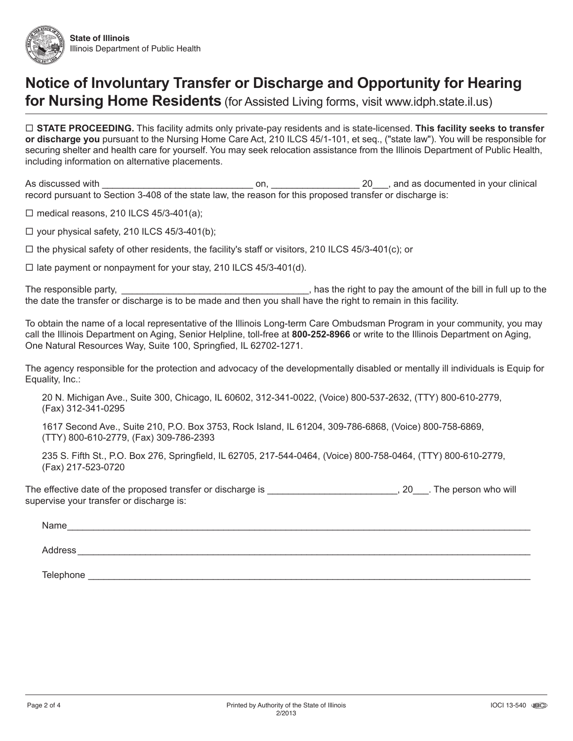**State of Illinois**
Illinois Department of Public Health

# Notice of Involuntary Transfer or Discharge and Opportunity for Hearing for Nursing Home Residents (for Assisted Living forms, visit www.idph.state.il.us)

☐ **STATE PROCEEDING.** This facility admits only private-pay residents and is state-licensed. **This facility seeks to transfer or discharge you** pursuant to the Nursing Home Care Act, 210 ILCS 45/1-101, et seq., ("state law"). You will be responsible for securing shelter and health care for yourself. You may seek relocation assistance from the Illinois Department of Public Health, including information on alternative placements.

As discussed with ______________________________ on, _________________ 20___, and as documented in your clinical record pursuant to Section 3-408 of the state law, the reason for this proposed transfer or discharge is:

☐ medical reasons, 210 ILCS 45/3-401(a);

☐ your physical safety, 210 ILCS 45/3-401(b);

☐ the physical safety of other residents, the facility's staff or visitors, 210 ILCS 45/3-401(c); or

☐ late payment or nonpayment for your stay, 210 ILCS 45/3-401(d).

The responsible party, ____________________________________, has the right to pay the amount of the bill in full up to the the date the transfer or discharge is to be made and then you shall have the right to remain in this facility.

To obtain the name of a local representative of the Illinois Long-term Care Ombudsman Program in your community, you may call the Illinois Department on Aging, Senior Helpline, toll-free at **800-252-8966** or write to the Illinois Department on Aging, One Natural Resources Way, Suite 100, Springfied, IL 62702-1271.

The agency responsible for the protection and advocacy of the developmentally disabled or mentally ill individuals is Equip for Equality, Inc.:

20 N. Michigan Ave., Suite 300, Chicago, IL 60602, 312-341-0022, (Voice) 800-537-2632, (TTY) 800-610-2779, (Fax) 312-341-0295

1617 Second Ave., Suite 210, P.O. Box 3753, Rock Island, IL 61204, 309-786-6868, (Voice) 800-758-6869, (TTY) 800-610-2779, (Fax) 309-786-2393

235 S. Fifth St., P.O. Box 276, Springfield, IL 62705, 217-544-0464, (Voice) 800-758-0464, (TTY) 800-610-2779, (Fax) 217-523-0720

The effective date of the proposed transfer or discharge is _________________________, 20___. The person who will supervise your transfer or discharge is:

Name_____________________________________________________________________________________

Address ___________________________________________________________________________________

Telephone _________________________________________________________________________________

Printed by Authority of the State of Illinois
2/2013

IOCI 13-540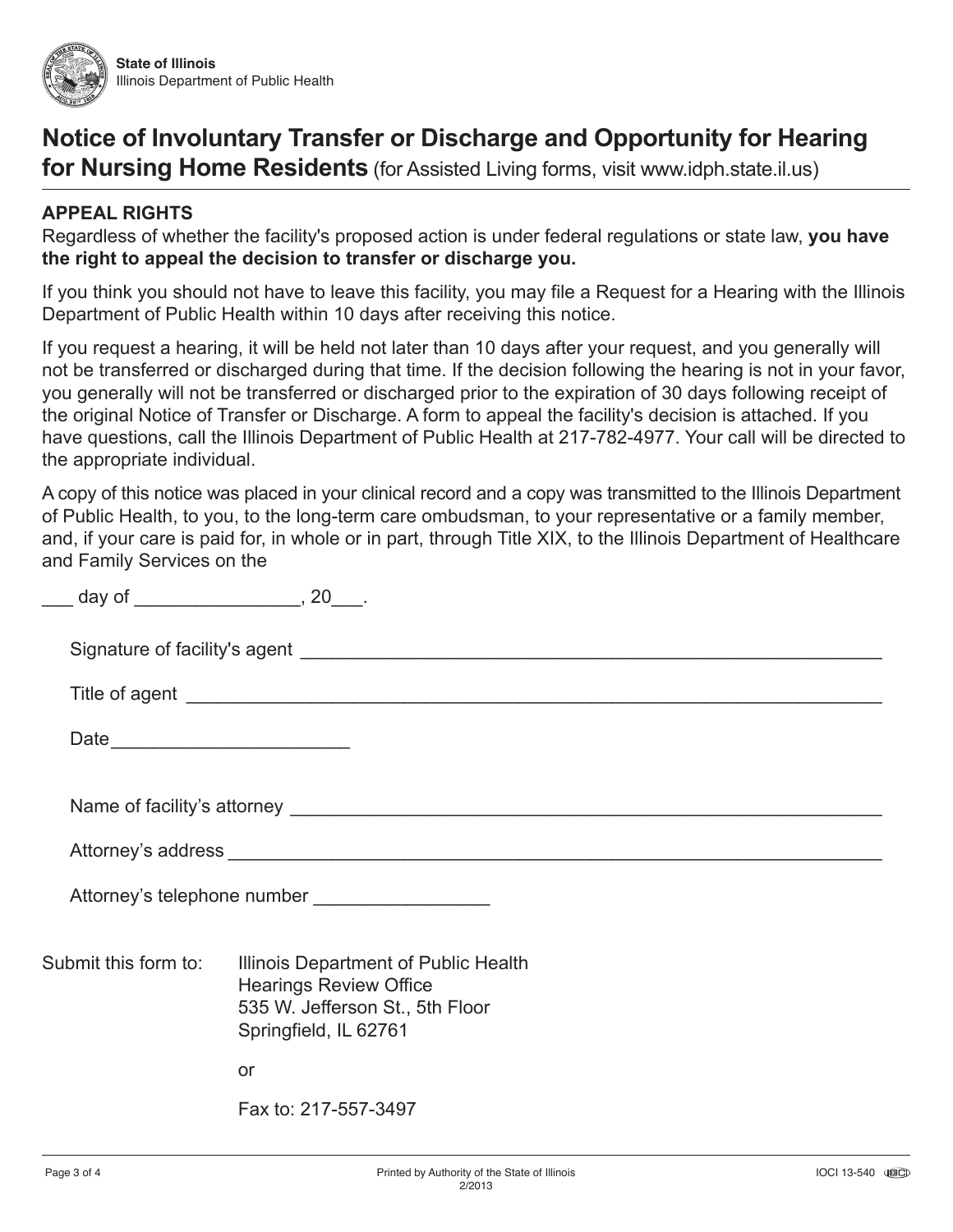State of Illinois
Illinois Department of Public Health

# Notice of Involuntary Transfer or Discharge and Opportunity for Hearing for Nursing Home Residents (for Assisted Living forms, visit www.idph.state.il.us)

## APPEAL RIGHTS

Regardless of whether the facility's proposed action is under federal regulations or state law, **you have the right to appeal the decision to transfer or discharge you.**

If you think you should not have to leave this facility, you may file a Request for a Hearing with the Illinois Department of Public Health within 10 days after receiving this notice.

If you request a hearing, it will be held not later than 10 days after your request, and you generally will not be transferred or discharged during that time. If the decision following the hearing is not in your favor, you generally will not be transferred or discharged prior to the expiration of 30 days following receipt of the original Notice of Transfer or Discharge. A form to appeal the facility's decision is attached. If you have questions, call the Illinois Department of Public Health at 217-782-4977. Your call will be directed to the appropriate individual.

A copy of this notice was placed in your clinical record and a copy was transmitted to the Illinois Department of Public Health, to you, to the long-term care ombudsman, to your representative or a family member, and, if your care is paid for, in whole or in part, through Title XIX, to the Illinois Department of Healthcare and Family Services on the

___ day of ________________, 20___.

Signature of facility's agent ____________________________________________________________

Title of agent ____________________________________________________________________

Date_______________________

Name of facility's attorney ____________________________________________________________

Attorney's address ___________________________________________________________________

Attorney's telephone number _________________

Submit this form to:
Illinois Department of Public Health
Hearings Review Office
535 W. Jefferson St., 5th Floor
Springfield, IL 62761

or

Fax to: 217-557-3497

Printed by Authority of the State of Illinois
2/2013

IOCI 13-540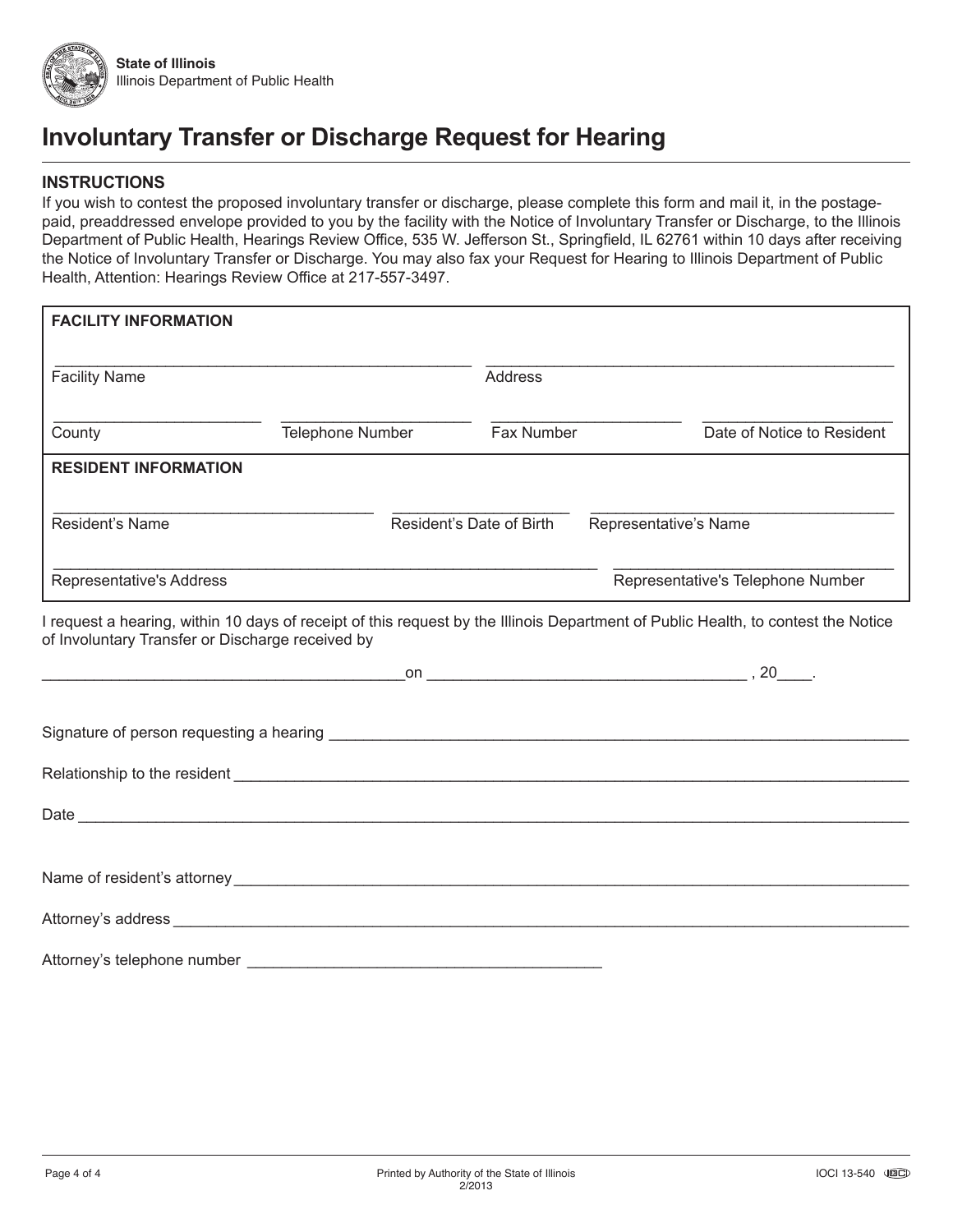State of Illinois
Illinois Department of Public Health

# Involuntary Transfer or Discharge Request for Hearing

## INSTRUCTIONS

If you wish to contest the proposed involuntary transfer or discharge, please complete this form and mail it, in the postage-paid, preaddressed envelope provided to you by the facility with the Notice of Involuntary Transfer or Discharge, to the Illinois Department of Public Health, Hearings Review Office, 535 W. Jefferson St., Springfield, IL 62761 within 10 days after receiving the Notice of Involuntary Transfer or Discharge. You may also fax your Request for Hearing to Illinois Department of Public Health, Attention: Hearings Review Office at 217-557-3497.

**FACILITY INFORMATION**

_______________________________ Facility Name

_______________________________ Address

_______________ County

_______________ Telephone Number

_______________ Fax Number

_______________ Date of Notice to Resident

**RESIDENT INFORMATION**

_______________________________ Resident's Name

_______________ Resident's Date of Birth

_______________________________ Representative's Name

_______________________________ Representative's Address

_______________________________ Representative's Telephone Number

I request a hearing, within 10 days of receipt of this request by the Illinois Department of Public Health, to contest the Notice of Involuntary Transfer or Discharge received by

___________________________________on _______________________________ , 20____.

Signature of person requesting a hearing _______________________________________________

Relationship to the resident _______________________________________________

Date _______________________________________________

Name of resident's attorney _______________________________________________

Attorney's address _______________________________________________

Attorney's telephone number ___________________________________

Printed by Authority of the State of Illinois
2/2013

IOCI 13-540